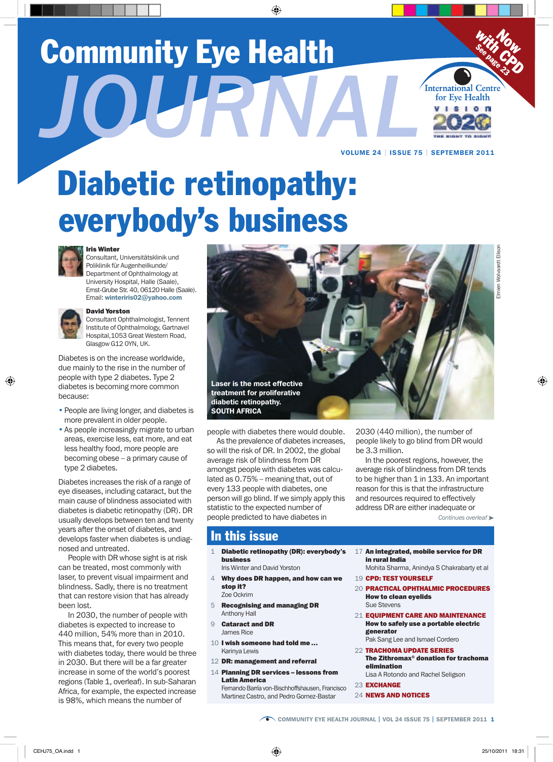# Community Eye Health JOURNAL

Now with CPD See page 23

International Centre for Eye Health

VISION 2020 THE RIGHT TO SIGHT

VOLUME 24 | ISSUE 75 | SEPTEMBER 2011

# Diabetic retinopathy: everybody's business

**Iris Winter**
Consultant, Universitätsklinik und Poliklinik für Augenheilkunde/ Department of Ophthalmology at University Hospital, Halle (Saale), Ernst-Grube Str. 40, 06120 Halle (Saale). Email: winteriris02@yahoo.com

**David Yorston**
Consultant Ophthalmologist, Tennent Institute of Ophthalmology, Gartnavel Hospital,1053 Great Western Road, Glasgow G12 OYN, UK.

Diabetes is on the increase worldwide, due mainly to the rise in the number of people with type 2 diabetes. Type 2 diabetes is becoming more common because:

- People are living longer, and diabetes is more prevalent in older people.
- As people increasingly migrate to urban areas, exercise less, eat more, and eat less healthy food, more people are becoming obese – a primary cause of type 2 diabetes.

Diabetes increases the risk of a range of eye diseases, including cataract, but the main cause of blindness associated with diabetes is diabetic retinopathy (DR). DR usually develops between ten and twenty years after the onset of diabetes, and develops faster when diabetes is undiagnosed and untreated.

People with DR whose sight is at risk can be treated, most commonly with laser, to prevent visual impairment and blindness. Sadly, there is no treatment that can restore vision that has already been lost.

In 2030, the number of people with diabetes is expected to increase to 440 million, 54% more than in 2010. This means that, for every two people with diabetes today, there would be three in 2030. But there will be a far greater increase in some of the world's poorest regions (Table 1, overleaf). In sub-Saharan Africa, for example, the expected increase is 98%, which means the number of people with diabetes there would double.

Laser is the most effective treatment for proliferative diabetic retinopathy. SOUTH AFRICA

Elmien Wolvaardt Ellison

As the prevalence of diabetes increases, so will the risk of DR. In 2002, the global average risk of blindness from DR amongst people with diabetes was calculated as 0.75% – meaning that, out of every 133 people with diabetes, one person will go blind. If we simply apply this statistic to the expected number of people predicted to have diabetes in 2030 (440 million), the number of people likely to go blind from DR would be 3.3 million.

In the poorest regions, however, the average risk of blindness from DR tends to be higher than 1 in 133. An important reason for this is that the infrastructure and resources required to effectively address DR are either inadequate or

*Continues overleaf ➤*

## In this issue

1 **Diabetic retinopathy (DR): everybody's business**
Iris Winter and David Yorston

4 **Why does DR happen, and how can we stop it?**
Zoe Ockrim

5 **Recognising and managing DR**
Anthony Hall

9 **Cataract and DR**
James Rice

10 **I wish someone had told me ...**
Karinya Lewis

12 **DR: management and referral**

14 **Planning DR services – lessons from Latin America**
Fernando Barría von-Bischhoffshausen, Francisco Martinez Castro, and Pedro Gomez-Bastar

17 **An integrated, mobile service for DR in rural India**
Mohita Sharma, Anindya S Chakrabarty et al

19 **CPD: TEST YOURSELF**

20 **PRACTICAL OPHTHALMIC PROCEDURES**
**How to clean eyelids**
Sue Stevens

21 **EQUIPMENT CARE AND MAINTENANCE**
**How to safely use a portable electric generator**
Pak Sang Lee and Ismael Cordero

22 **TRACHOMA UPDATE SERIES**
**The Zithromax® donation for trachoma elimination**
Lisa A Rotondo and Rachel Seligson

23 **EXCHANGE**

24 **NEWS AND NOTICES**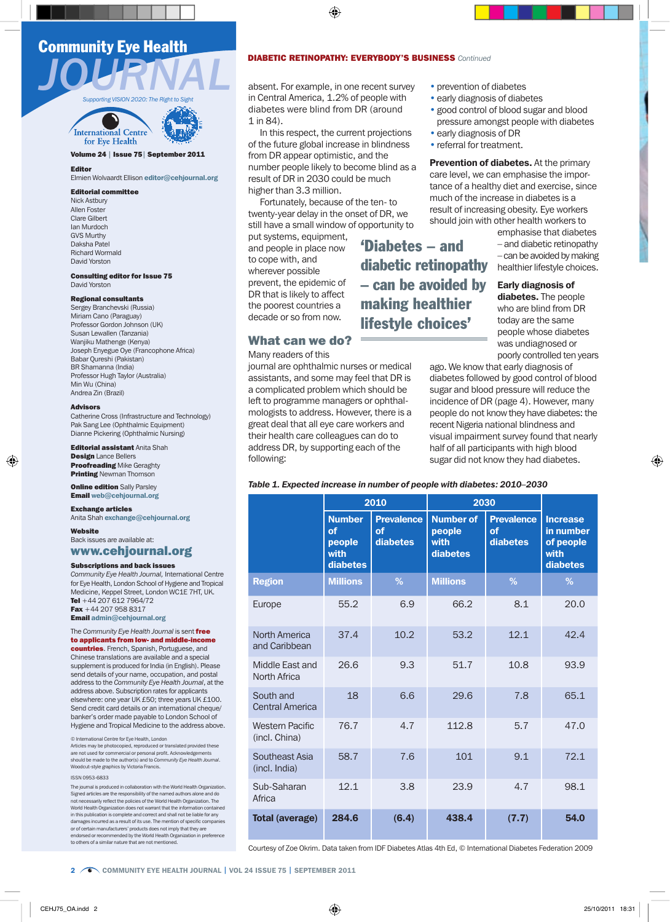# Community Eye Health JOURNAL

*Supporting VISION 2020: The Right to Sight*

International Centre for Eye Health

**Volume 24 | Issue 75 | September 2011**

**Editor**
Elmien Wolvaardt Ellison editor@cehjournal.org

**Editorial committee**
Nick Astbury
Allen Foster
Clare Gilbert
Ian Murdoch
GVS Murthy
Daksha Patel
Richard Wormald
David Yorston

**Consulting editor for Issue 75**
David Yorston

**Regional consultants**
Sergey Branchevski (Russia)
Miriam Cano (Paraguay)
Professor Gordon Johnson (UK)
Susan Lewallen (Tanzania)
Wanjiku Mathenge (Kenya)
Joseph Enyegue Oye (Francophone Africa)
Babar Qureshi (Pakistan)
BR Shamanna (India)
Professor Hugh Taylor (Australia)
Min Wu (China)
Andrea Zin (Brazil)

**Advisors**
Catherine Cross (Infrastructure and Technology)
Pak Sang Lee (Ophthalmic Equipment)
Dianne Pickering (Ophthalmic Nursing)

**Editorial assistant** Anita Shah
**Design** Lance Bellers
**Proofreading** Mike Geraghty
**Printing** Newman Thomson

**Online edition** Sally Parsley
**Email** web@cehjournal.org

**Exchange articles**
Anita Shah exchange@cehjournal.org

**Website**
Back issues are available at:
**www.cehjournal.org**

**Subscriptions and back issues**
*Community Eye Health Journal*, International Centre for Eye Health, London School of Hygiene and Tropical Medicine, Keppel Street, London WC1E 7HT, UK.
**Tel** +44 207 612 7964/72
**Fax** +44 207 958 8317
**Email** admin@cehjournal.org

The *Community Eye Health Journal* is sent **free to applicants from low- and middle-income countries**. French, Spanish, Portuguese, and Chinese translations are available and a special supplement is produced for India (in English). Please send details of your name, occupation, and postal address to the *Community Eye Health Journal*, at the address above. Subscription rates for applicants elsewhere: one year UK £50; three years UK £100. Send credit card details or an international cheque/banker's order made payable to London School of Hygiene and Tropical Medicine to the address above.

© International Centre for Eye Health, London
Articles may be photocopied, reproduced or translated provided these are not used for commercial or personal profit. Acknowledgements should be made to the author(s) and to *Community Eye Health Journal*. Woodcut-style graphics by Victoria Francis.

ISSN 0953-6833

The journal is produced in collaboration with the World Health Organization. Signed articles are the responsibility of the named authors alone and do not necessarily reflect the policies of the World Health Organization. The World Health Organization does not warrant that the information contained in this publication is complete and correct and shall not be liable for any damages incurred as a result of its use. The mention of specific companies or of certain manufacturers' products does not imply that they are endorsed or recommended by the World Health Organization in preference to others of a similar nature that are not mentioned.

**DIABETIC RETINOPATHY: EVERYBODY'S BUSINESS** *Continued*

absent. For example, in one recent survey in Central America, 1.2% of people with diabetes were blind from DR (around 1 in 84).

In this respect, the current projections of the future global increase in blindness from DR appear optimistic, and the number people likely to become blind as a result of DR in 2030 could be much higher than 3.3 million.

Fortunately, because of the ten- to twenty-year delay in the onset of DR, we still have a small window of opportunity to put systems, equipment, and people in place now to cope with, and wherever possible prevent, the epidemic of DR that is likely to affect the poorest countries a decade or so from now.

> **'Diabetes – and diabetic retinopathy – can be avoided by making healthier lifestyle choices'**

## What can we do?

Many readers of this journal are ophthalmic nurses or medical assistants, and some may feel that DR is a complicated problem which should be left to programme managers or ophthalmologists to address. However, there is a great deal that all eye care workers and their health care colleagues can do to address DR, by supporting each of the following:

- prevention of diabetes
- early diagnosis of diabetes
- good control of blood sugar and blood pressure amongst people with diabetes
- early diagnosis of DR
- referral for treatment.

**Prevention of diabetes.** At the primary care level, we can emphasise the importance of a healthy diet and exercise, since much of the increase in diabetes is a result of increasing obesity. Eye workers should join with other health workers to emphasise that diabetes – and diabetic retinopathy – can be avoided by making healthier lifestyle choices.

**Early diagnosis of diabetes.** The people who are blind from DR today are the same people whose diabetes was undiagnosed or poorly controlled ten years ago. We know that early diagnosis of diabetes followed by good control of blood sugar and blood pressure will reduce the incidence of DR (page 4). However, many people do not know they have diabetes: the recent Nigeria national blindness and visual impairment survey found that nearly half of all participants with high blood sugar did not know they had diabetes.

*Table 1. Expected increase in number of people with diabetes: 2010–2030*

| | 2010 | | 2030 | | |
|---|---|---|---|---|---|
| | Number of people with diabetes | Prevalence of diabetes | Number of people with diabetes | Prevalence of diabetes | Increase in number of people with diabetes |
| **Region** | **Millions** | **%** | **Millions** | **%** | **%** |
| Europe | 55.2 | 6.9 | 66.2 | 8.1 | 20.0 |
| North America and Caribbean | 37.4 | 10.2 | 53.2 | 12.1 | 42.4 |
| Middle East and North Africa | 26.6 | 9.3 | 51.7 | 10.8 | 93.9 |
| South and Central America | 18 | 6.6 | 29.6 | 7.8 | 65.1 |
| Western Pacific (incl. China) | 76.7 | 4.7 | 112.8 | 5.7 | 47.0 |
| Southeast Asia (incl. India) | 58.7 | 7.6 | 101 | 9.1 | 72.1 |
| Sub-Saharan Africa | 12.1 | 3.8 | 23.9 | 4.7 | 98.1 |
| **Total (average)** | **284.6** | **(6.4)** | **438.4** | **(7.7)** | **54.0** |

Courtesy of Zoe Okrim. Data taken from IDF Diabetes Atlas 4th Ed, © International Diabetes Federation 2009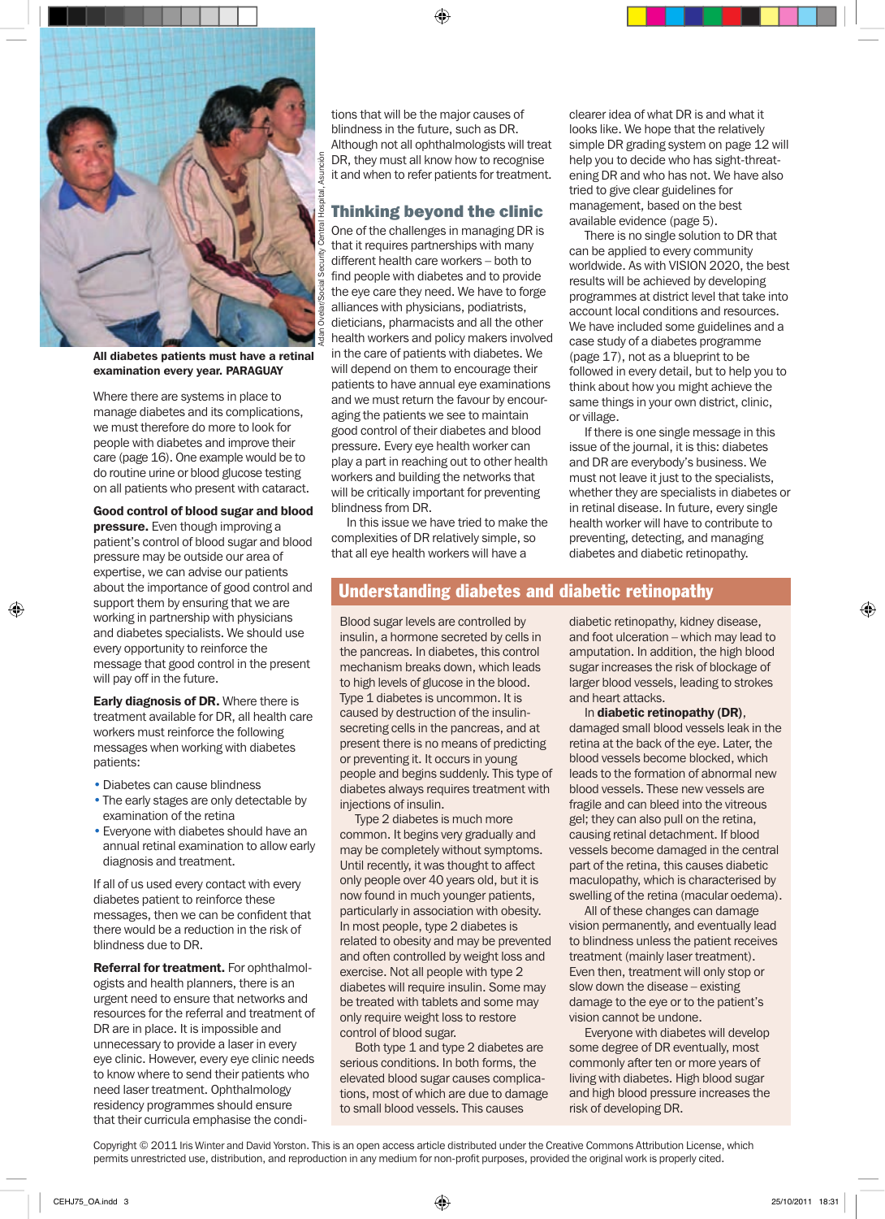All diabetes patients must have a retinal examination every year. PARAGUAY

Where there are systems in place to manage diabetes and its complications, we must therefore do more to look for people with diabetes and improve their care (page 16). One example would be to do routine urine or blood glucose testing on all patients who present with cataract.

**Good control of blood sugar and blood pressure.** Even though improving a patient's control of blood sugar and blood pressure may be outside our area of expertise, we can advise our patients about the importance of good control and support them by ensuring that we are working in partnership with physicians and diabetes specialists. We should use every opportunity to reinforce the message that good control in the present will pay off in the future.

**Early diagnosis of DR.** Where there is treatment available for DR, all health care workers must reinforce the following messages when working with diabetes patients:

- Diabetes can cause blindness
- The early stages are only detectable by examination of the retina
- Everyone with diabetes should have an annual retinal examination to allow early diagnosis and treatment.

If all of us used every contact with every diabetes patient to reinforce these messages, then we can be confident that there would be a reduction in the risk of blindness due to DR.

**Referral for treatment.** For ophthalmologists and health planners, there is an urgent need to ensure that networks and resources for the referral and treatment of DR are in place. It is impossible and unnecessary to provide a laser in every eye clinic. However, every eye clinic needs to know where to send their patients who need laser treatment. Ophthalmology residency programmes should ensure that their curricula emphasise the conditions that will be the major causes of blindness in the future, such as DR. Although not all ophthalmologists will treat DR, they must all know how to recognise it and when to refer patients for treatment.

## Thinking beyond the clinic

One of the challenges in managing DR is that it requires partnerships with many different health care workers – both to find people with diabetes and to provide the eye care they need. We have to forge alliances with physicians, podiatrists, dieticians, pharmacists and all the other health workers and policy makers involved in the care of patients with diabetes. We will depend on them to encourage their patients to have annual eye examinations and we must return the favour by encouraging the patients we see to maintain good control of their diabetes and blood pressure. Every eye health worker can play a part in reaching out to other health workers and building the networks that will be critically important for preventing blindness from DR.

In this issue we have tried to make the complexities of DR relatively simple, so that all eye health workers will have a clearer idea of what DR is and what it looks like. We hope that the relatively simple DR grading system on page 12 will help you to decide who has sight-threatening DR and who has not. We have also tried to give clear guidelines for management, based on the best available evidence (page 5).

There is no single solution to DR that can be applied to every community worldwide. As with VISION 2020, the best results will be achieved by developing programmes at district level that take into account local conditions and resources. We have included some guidelines and a case study of a diabetes programme (page 17), not as a blueprint to be followed in every detail, but to help you to think about how you might achieve the same things in your own district, clinic, or village.

If there is one single message in this issue of the journal, it is this: diabetes and DR are everybody's business. We must not leave it just to the specialists, whether they are specialists in diabetes or in retinal disease. In future, every single health worker will have to contribute to preventing, detecting, and managing diabetes and diabetic retinopathy.

## Understanding diabetes and diabetic retinopathy

Blood sugar levels are controlled by insulin, a hormone secreted by cells in the pancreas. In diabetes, this control mechanism breaks down, which leads to high levels of glucose in the blood. Type 1 diabetes is uncommon. It is caused by destruction of the insulin-secreting cells in the pancreas, and at present there is no means of predicting or preventing it. It occurs in young people and begins suddenly. This type of diabetes always requires treatment with injections of insulin.

Type 2 diabetes is much more common. It begins very gradually and may be completely without symptoms. Until recently, it was thought to affect only people over 40 years old, but it is now found in much younger patients, particularly in association with obesity. In most people, type 2 diabetes is related to obesity and may be prevented and often controlled by weight loss and exercise. Not all people with type 2 diabetes will require insulin. Some may be treated with tablets and some may only require weight loss to restore control of blood sugar.

Both type 1 and type 2 diabetes are serious conditions. In both forms, the elevated blood sugar causes complications, most of which are due to damage to small blood vessels. This causes diabetic retinopathy, kidney disease, and foot ulceration – which may lead to amputation. In addition, the high blood sugar increases the risk of blockage of larger blood vessels, leading to strokes and heart attacks.

In **diabetic retinopathy (DR)**, damaged small blood vessels leak in the retina at the back of the eye. Later, the blood vessels become blocked, which leads to the formation of abnormal new blood vessels. These new vessels are fragile and can bleed into the vitreous gel; they can also pull on the retina, causing retinal detachment. If blood vessels become damaged in the central part of the retina, this causes diabetic maculopathy, which is characterised by swelling of the retina (macular oedema).

All of these changes can damage vision permanently, and eventually lead to blindness unless the patient receives treatment (mainly laser treatment). Even then, treatment will only stop or slow down the disease – existing damage to the eye or to the patient's vision cannot be undone.

Everyone with diabetes will develop some degree of DR eventually, most commonly after ten or more years of living with diabetes. High blood sugar and high blood pressure increases the risk of developing DR.

Copyright © 2011 Iris Winter and David Yorston. This is an open access article distributed under the Creative Commons Attribution License, which permits unrestricted use, distribution, and reproduction in any medium for non-profit purposes, provided the original work is properly cited.